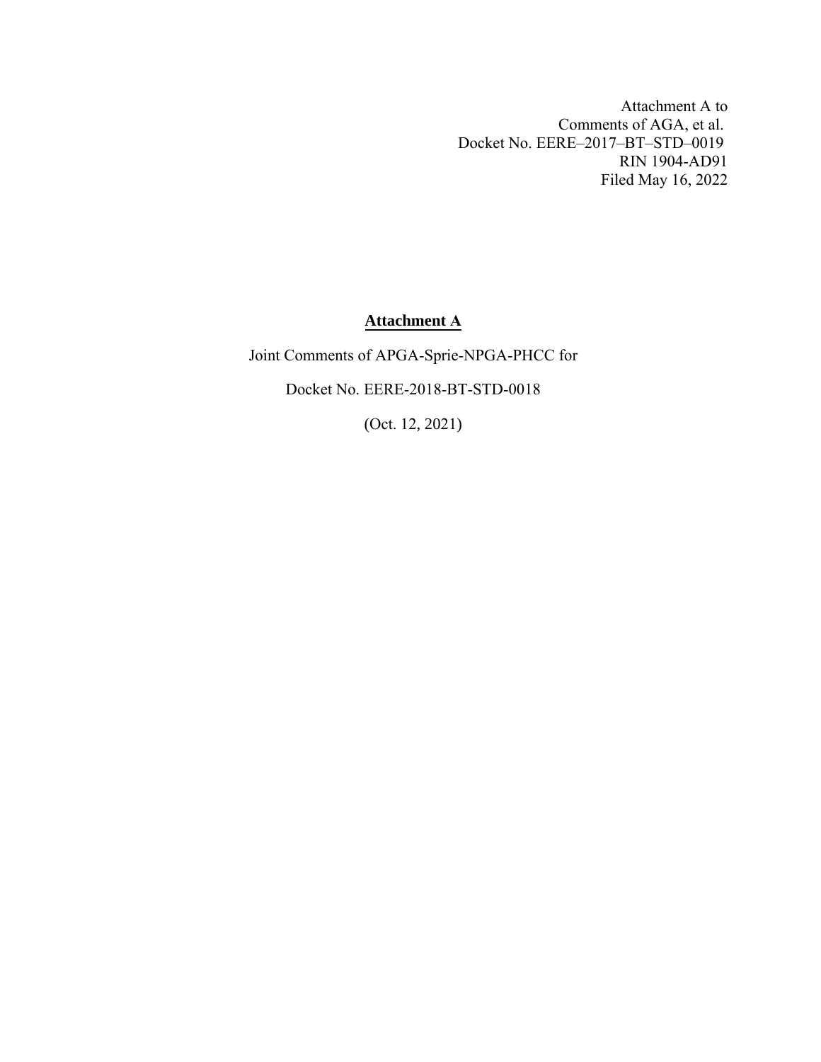Attachment A to
Comments of AGA, et al.
Docket No. EERE–2017–BT–STD–0019
RIN 1904-AD91
Filed May 16, 2022

# **Attachment A**

Joint Comments of APGA-Sprie-NPGA-PHCC for

Docket No. EERE-2018-BT-STD-0018

(Oct. 12, 2021)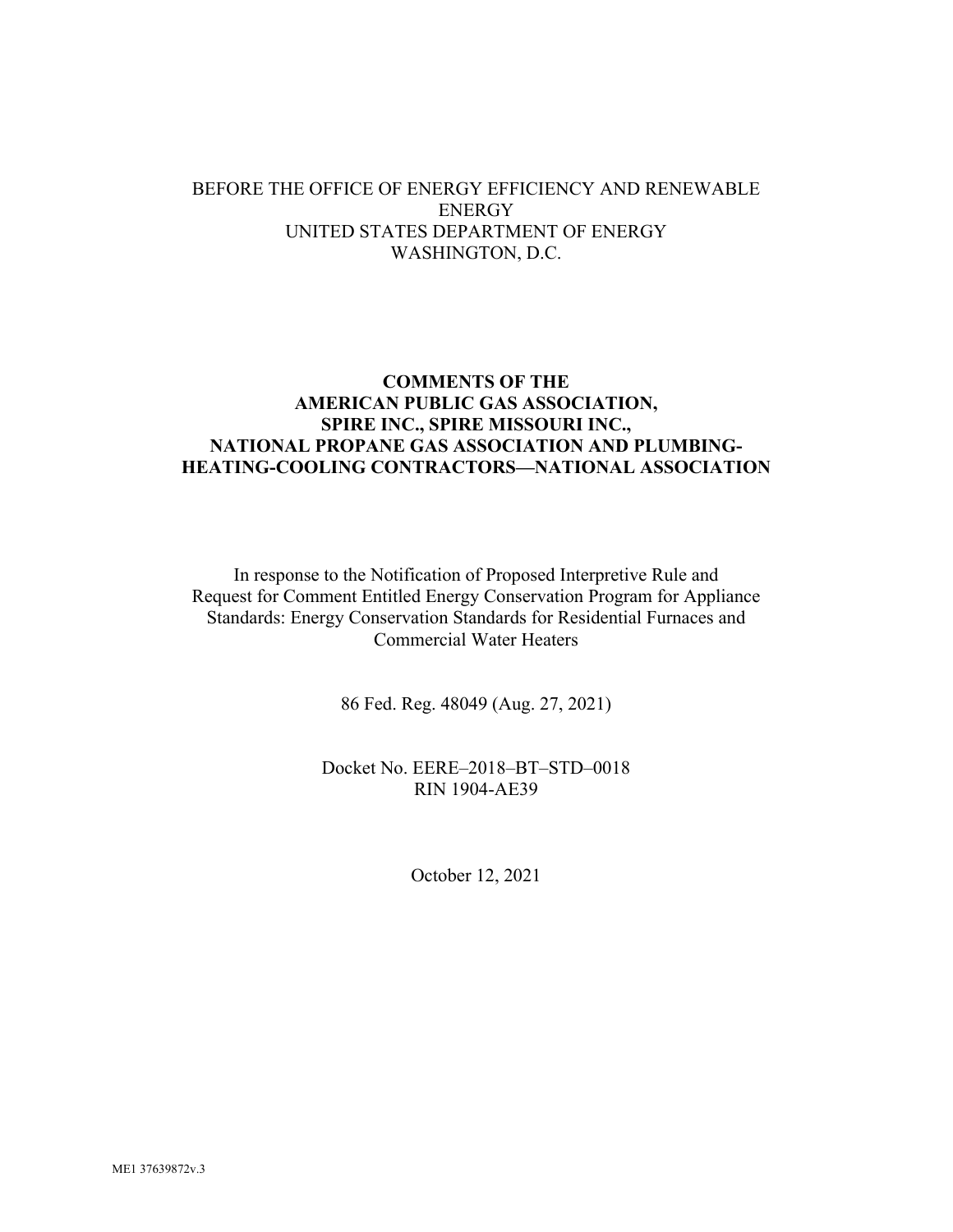BEFORE THE OFFICE OF ENERGY EFFICIENCY AND RENEWABLE ENERGY
UNITED STATES DEPARTMENT OF ENERGY
WASHINGTON, D.C.

**COMMENTS OF THE AMERICAN PUBLIC GAS ASSOCIATION, SPIRE INC., SPIRE MISSOURI INC., NATIONAL PROPANE GAS ASSOCIATION AND PLUMBING-HEATING-COOLING CONTRACTORS—NATIONAL ASSOCIATION**

In response to the Notification of Proposed Interpretive Rule and Request for Comment Entitled Energy Conservation Program for Appliance Standards: Energy Conservation Standards for Residential Furnaces and Commercial Water Heaters

86 Fed. Reg. 48049 (Aug. 27, 2021)

Docket No. EERE–2018–BT–STD–0018
RIN 1904-AE39

October 12, 2021

ME1 37639872v.3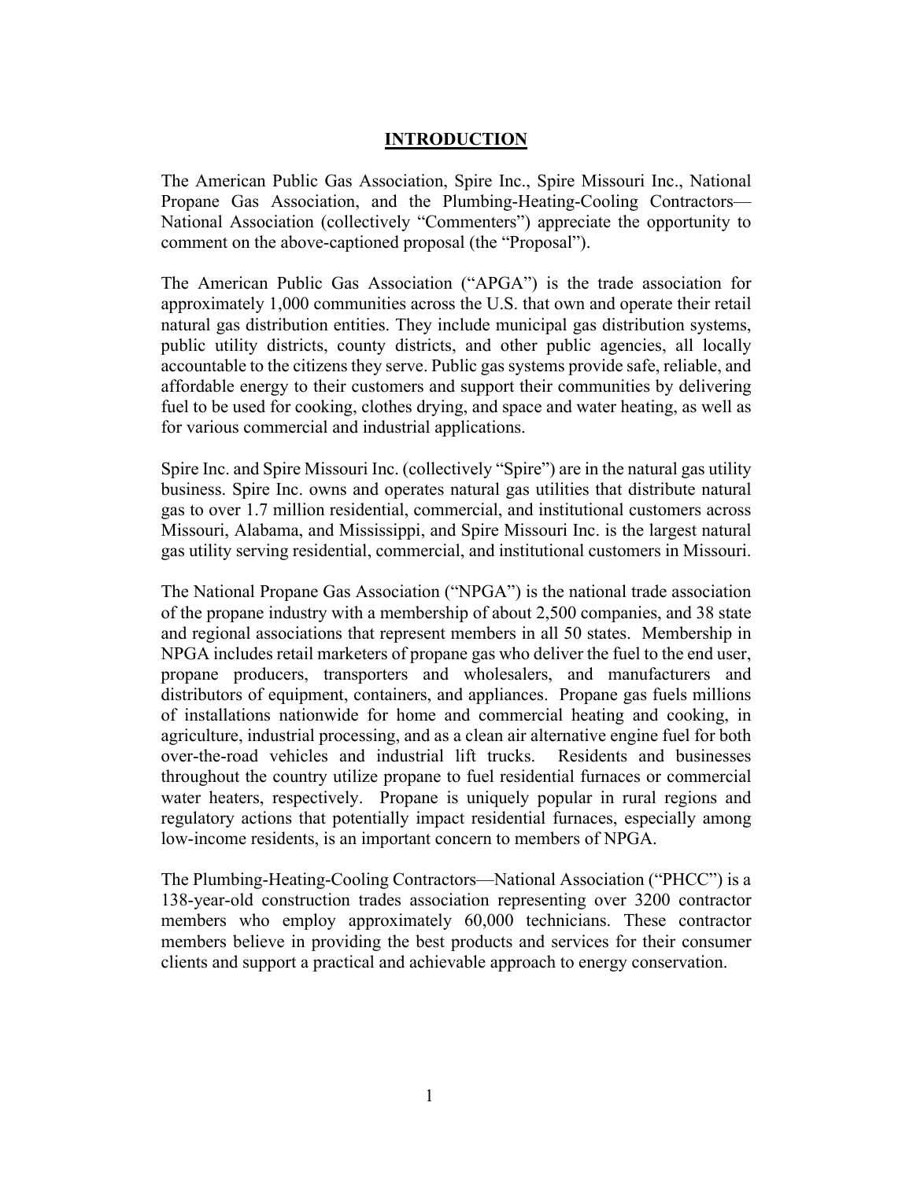# INTRODUCTION

The American Public Gas Association, Spire Inc., Spire Missouri Inc., National Propane Gas Association, and the Plumbing-Heating-Cooling Contractors—National Association (collectively "Commenters") appreciate the opportunity to comment on the above-captioned proposal (the "Proposal").

The American Public Gas Association ("APGA") is the trade association for approximately 1,000 communities across the U.S. that own and operate their retail natural gas distribution entities. They include municipal gas distribution systems, public utility districts, county districts, and other public agencies, all locally accountable to the citizens they serve. Public gas systems provide safe, reliable, and affordable energy to their customers and support their communities by delivering fuel to be used for cooking, clothes drying, and space and water heating, as well as for various commercial and industrial applications.

Spire Inc. and Spire Missouri Inc. (collectively "Spire") are in the natural gas utility business. Spire Inc. owns and operates natural gas utilities that distribute natural gas to over 1.7 million residential, commercial, and institutional customers across Missouri, Alabama, and Mississippi, and Spire Missouri Inc. is the largest natural gas utility serving residential, commercial, and institutional customers in Missouri.

The National Propane Gas Association ("NPGA") is the national trade association of the propane industry with a membership of about 2,500 companies, and 38 state and regional associations that represent members in all 50 states. Membership in NPGA includes retail marketers of propane gas who deliver the fuel to the end user, propane producers, transporters and wholesalers, and manufacturers and distributors of equipment, containers, and appliances. Propane gas fuels millions of installations nationwide for home and commercial heating and cooking, in agriculture, industrial processing, and as a clean air alternative engine fuel for both over-the-road vehicles and industrial lift trucks. Residents and businesses throughout the country utilize propane to fuel residential furnaces or commercial water heaters, respectively. Propane is uniquely popular in rural regions and regulatory actions that potentially impact residential furnaces, especially among low-income residents, is an important concern to members of NPGA.

The Plumbing-Heating-Cooling Contractors—National Association ("PHCC") is a 138-year-old construction trades association representing over 3200 contractor members who employ approximately 60,000 technicians. These contractor members believe in providing the best products and services for their consumer clients and support a practical and achievable approach to energy conservation.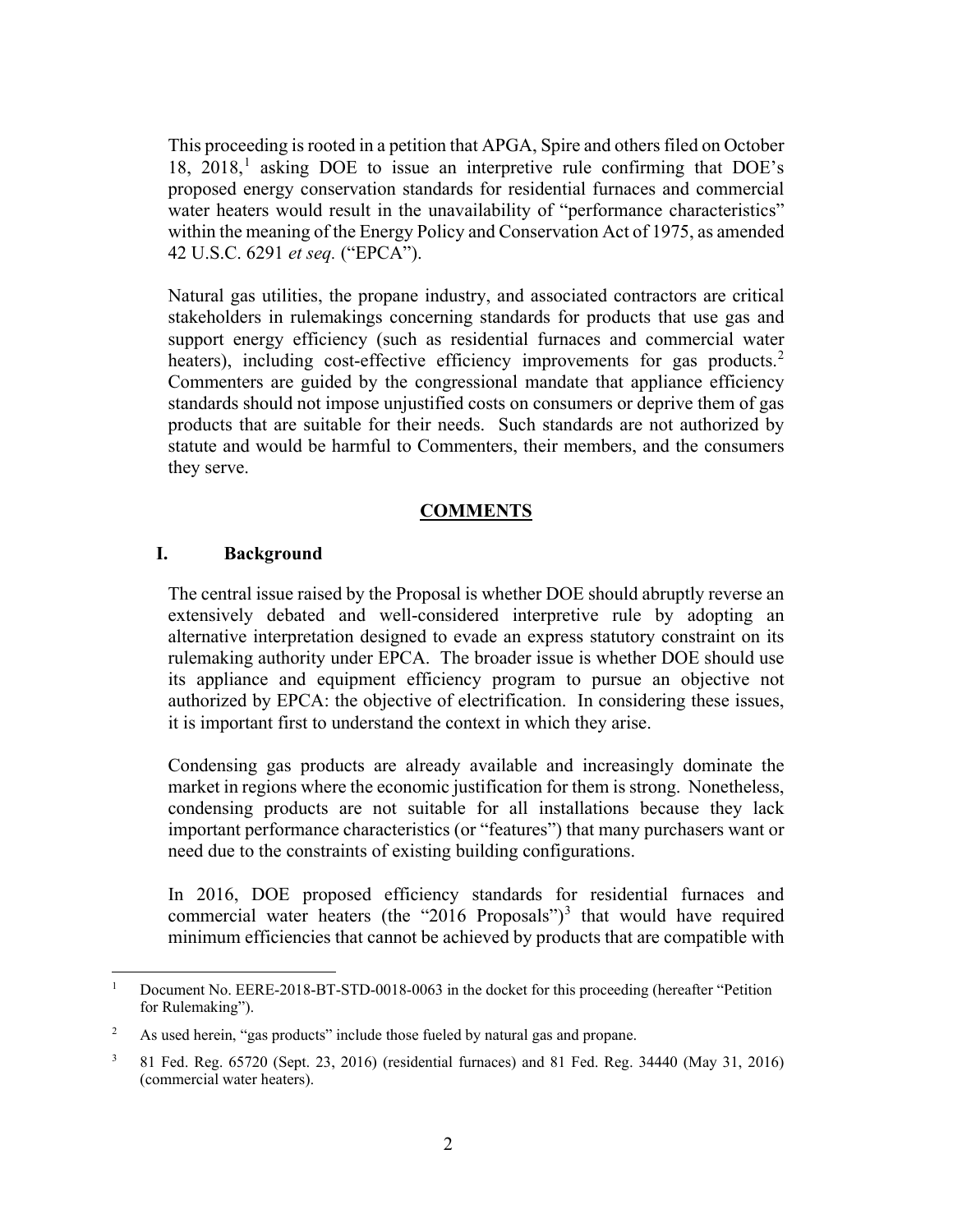This proceeding is rooted in a petition that APGA, Spire and others filed on October 18, 2018,[1] asking DOE to issue an interpretive rule confirming that DOE's proposed energy conservation standards for residential furnaces and commercial water heaters would result in the unavailability of "performance characteristics" within the meaning of the Energy Policy and Conservation Act of 1975, as amended 42 U.S.C. 6291 *et seq.* ("EPCA").

Natural gas utilities, the propane industry, and associated contractors are critical stakeholders in rulemakings concerning standards for products that use gas and support energy efficiency (such as residential furnaces and commercial water heaters), including cost-effective efficiency improvements for gas products.[2] Commenters are guided by the congressional mandate that appliance efficiency standards should not impose unjustified costs on consumers or deprive them of gas products that are suitable for their needs. Such standards are not authorized by statute and would be harmful to Commenters, their members, and the consumers they serve.

## COMMENTS

### I. Background

The central issue raised by the Proposal is whether DOE should abruptly reverse an extensively debated and well-considered interpretive rule by adopting an alternative interpretation designed to evade an express statutory constraint on its rulemaking authority under EPCA. The broader issue is whether DOE should use its appliance and equipment efficiency program to pursue an objective not authorized by EPCA: the objective of electrification. In considering these issues, it is important first to understand the context in which they arise.

Condensing gas products are already available and increasingly dominate the market in regions where the economic justification for them is strong. Nonetheless, condensing products are not suitable for all installations because they lack important performance characteristics (or "features") that many purchasers want or need due to the constraints of existing building configurations.

In 2016, DOE proposed efficiency standards for residential furnaces and commercial water heaters (the "2016 Proposals")[3] that would have required minimum efficiencies that cannot be achieved by products that are compatible with

---

[1] Document No. EERE-2018-BT-STD-0018-0063 in the docket for this proceeding (hereafter "Petition for Rulemaking").

[2] As used herein, "gas products" include those fueled by natural gas and propane.

[3] 81 Fed. Reg. 65720 (Sept. 23, 2016) (residential furnaces) and 81 Fed. Reg. 34440 (May 31, 2016) (commercial water heaters).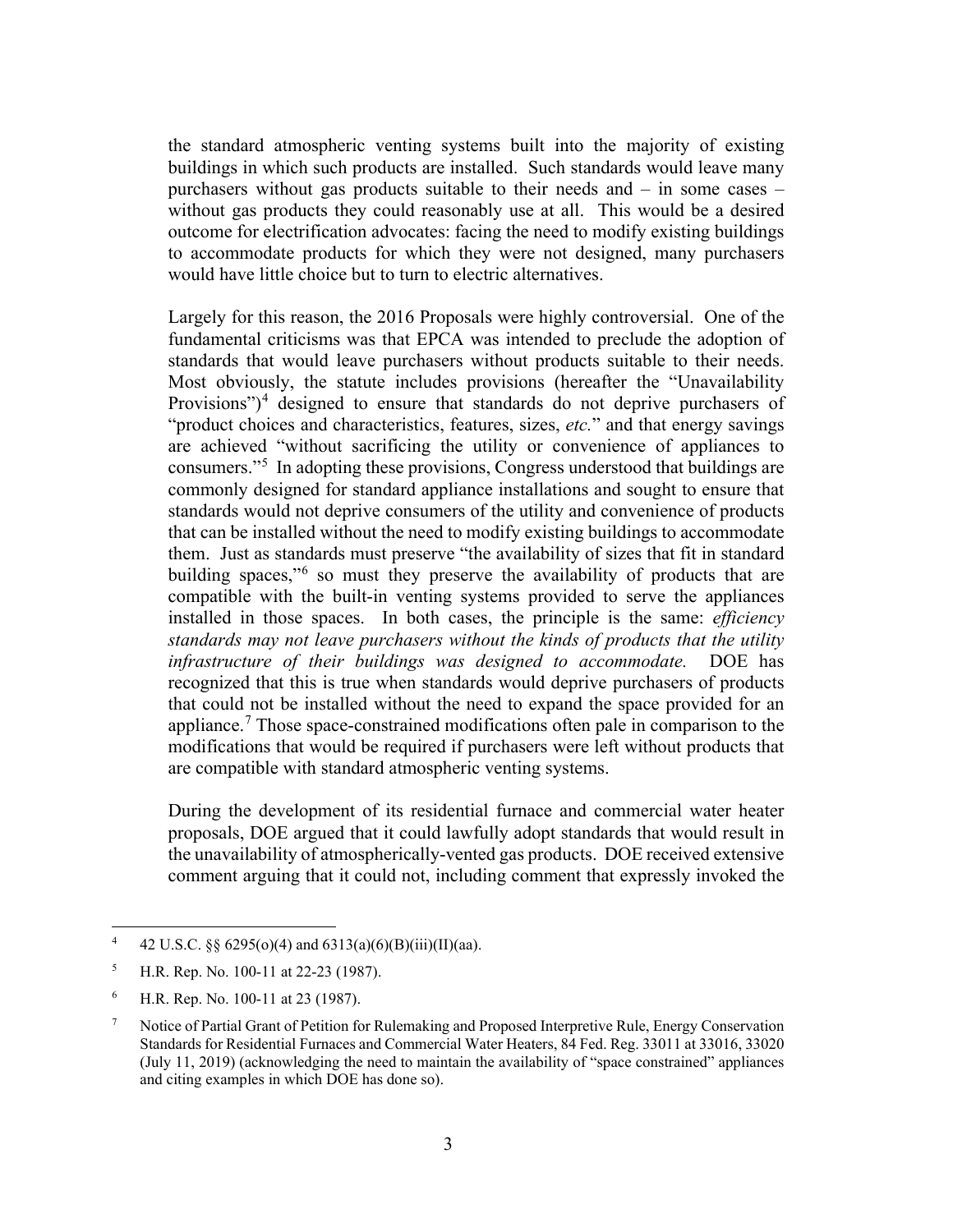the standard atmospheric venting systems built into the majority of existing buildings in which such products are installed. Such standards would leave many purchasers without gas products suitable to their needs and – in some cases – without gas products they could reasonably use at all. This would be a desired outcome for electrification advocates: facing the need to modify existing buildings to accommodate products for which they were not designed, many purchasers would have little choice but to turn to electric alternatives.

Largely for this reason, the 2016 Proposals were highly controversial. One of the fundamental criticisms was that EPCA was intended to preclude the adoption of standards that would leave purchasers without products suitable to their needs. Most obviously, the statute includes provisions (hereafter the "Unavailability Provisions")[4] designed to ensure that standards do not deprive purchasers of "product choices and characteristics, features, sizes, *etc.*" and that energy savings are achieved "without sacrificing the utility or convenience of appliances to consumers."[5] In adopting these provisions, Congress understood that buildings are commonly designed for standard appliance installations and sought to ensure that standards would not deprive consumers of the utility and convenience of products that can be installed without the need to modify existing buildings to accommodate them. Just as standards must preserve "the availability of sizes that fit in standard building spaces,"[6] so must they preserve the availability of products that are compatible with the built-in venting systems provided to serve the appliances installed in those spaces. In both cases, the principle is the same: *efficiency standards may not leave purchasers without the kinds of products that the utility infrastructure of their buildings was designed to accommodate.* DOE has recognized that this is true when standards would deprive purchasers of products that could not be installed without the need to expand the space provided for an appliance.[7] Those space-constrained modifications often pale in comparison to the modifications that would be required if purchasers were left without products that are compatible with standard atmospheric venting systems.

During the development of its residential furnace and commercial water heater proposals, DOE argued that it could lawfully adopt standards that would result in the unavailability of atmospherically-vented gas products. DOE received extensive comment arguing that it could not, including comment that expressly invoked the

---

[4] 42 U.S.C. §§ 6295(o)(4) and 6313(a)(6)(B)(iii)(II)(aa).

[5] H.R. Rep. No. 100-11 at 22-23 (1987).

[6] H.R. Rep. No. 100-11 at 23 (1987).

[7] Notice of Partial Grant of Petition for Rulemaking and Proposed Interpretive Rule, Energy Conservation Standards for Residential Furnaces and Commercial Water Heaters, 84 Fed. Reg. 33011 at 33016, 33020 (July 11, 2019) (acknowledging the need to maintain the availability of "space constrained" appliances and citing examples in which DOE has done so).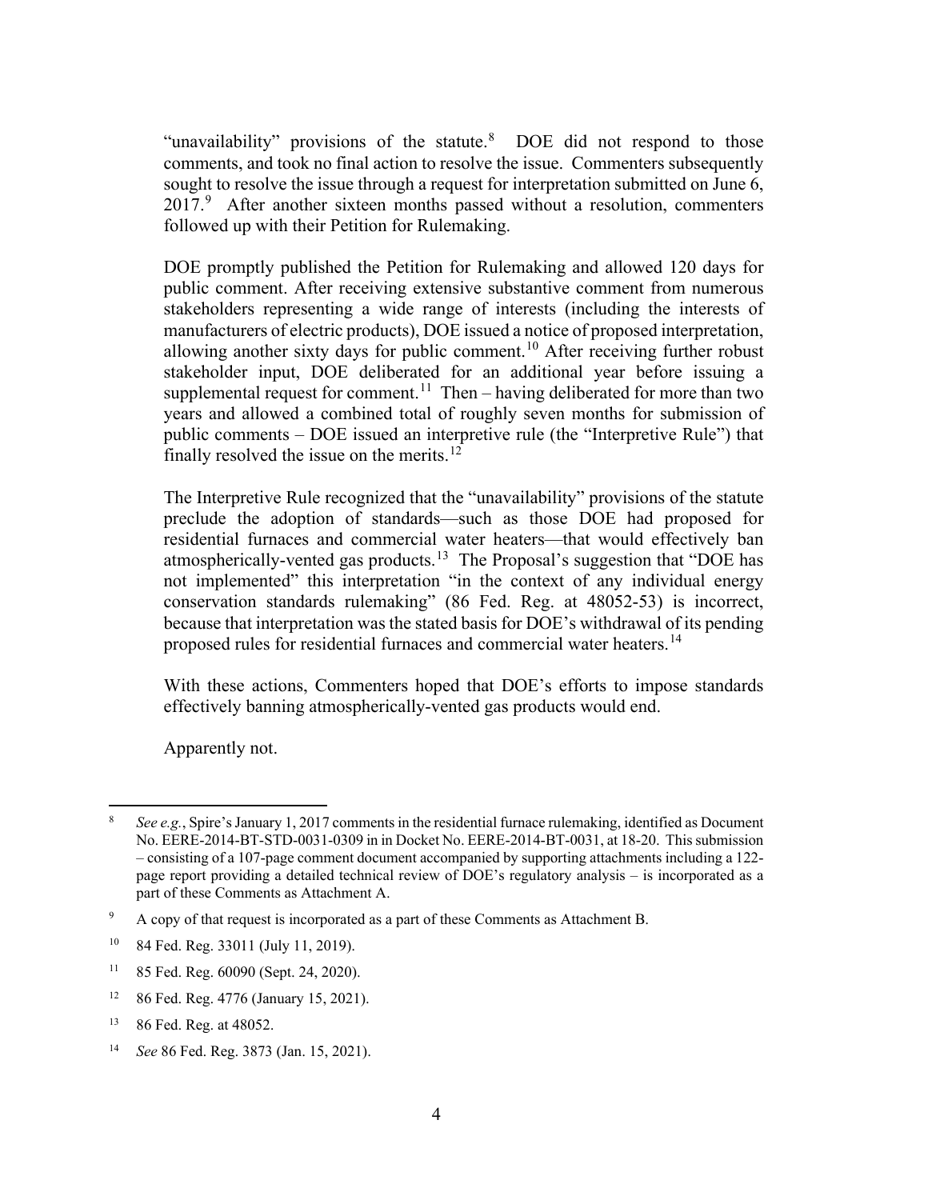"unavailability" provisions of the statute.[8] DOE did not respond to those comments, and took no final action to resolve the issue. Commenters subsequently sought to resolve the issue through a request for interpretation submitted on June 6, 2017.[9] After another sixteen months passed without a resolution, commenters followed up with their Petition for Rulemaking.

DOE promptly published the Petition for Rulemaking and allowed 120 days for public comment. After receiving extensive substantive comment from numerous stakeholders representing a wide range of interests (including the interests of manufacturers of electric products), DOE issued a notice of proposed interpretation, allowing another sixty days for public comment.[10] After receiving further robust stakeholder input, DOE deliberated for an additional year before issuing a supplemental request for comment.[11] Then – having deliberated for more than two years and allowed a combined total of roughly seven months for submission of public comments – DOE issued an interpretive rule (the "Interpretive Rule") that finally resolved the issue on the merits.[12]

The Interpretive Rule recognized that the "unavailability" provisions of the statute preclude the adoption of standards—such as those DOE had proposed for residential furnaces and commercial water heaters—that would effectively ban atmospherically-vented gas products.[13] The Proposal's suggestion that "DOE has not implemented" this interpretation "in the context of any individual energy conservation standards rulemaking" (86 Fed. Reg. at 48052-53) is incorrect, because that interpretation was the stated basis for DOE's withdrawal of its pending proposed rules for residential furnaces and commercial water heaters.[14]

With these actions, Commenters hoped that DOE's efforts to impose standards effectively banning atmospherically-vented gas products would end.

Apparently not.

---

[8] *See e.g.*, Spire's January 1, 2017 comments in the residential furnace rulemaking, identified as Document No. EERE-2014-BT-STD-0031-0309 in in Docket No. EERE-2014-BT-0031, at 18-20. This submission – consisting of a 107-page comment document accompanied by supporting attachments including a 122-page report providing a detailed technical review of DOE's regulatory analysis – is incorporated as a part of these Comments as Attachment A.

[9] A copy of that request is incorporated as a part of these Comments as Attachment B.

[10] 84 Fed. Reg. 33011 (July 11, 2019).

[11] 85 Fed. Reg. 60090 (Sept. 24, 2020).

[12] 86 Fed. Reg. 4776 (January 15, 2021).

[13] 86 Fed. Reg. at 48052.

[14] *See* 86 Fed. Reg. 3873 (Jan. 15, 2021).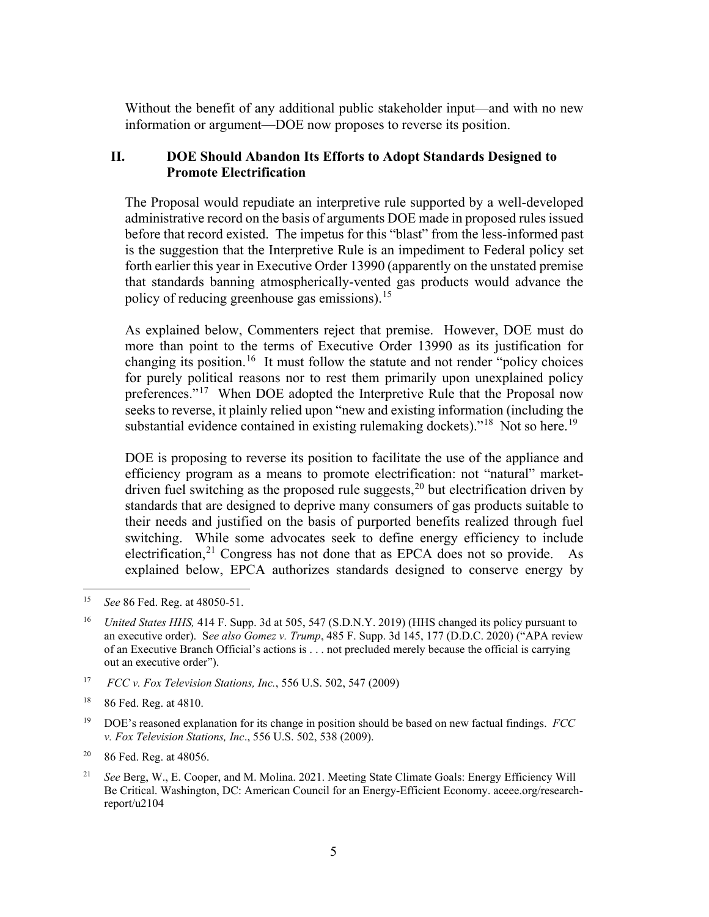Without the benefit of any additional public stakeholder input—and with no new information or argument—DOE now proposes to reverse its position.

## II. DOE Should Abandon Its Efforts to Adopt Standards Designed to Promote Electrification

The Proposal would repudiate an interpretive rule supported by a well-developed administrative record on the basis of arguments DOE made in proposed rules issued before that record existed. The impetus for this "blast" from the less-informed past is the suggestion that the Interpretive Rule is an impediment to Federal policy set forth earlier this year in Executive Order 13990 (apparently on the unstated premise that standards banning atmospherically-vented gas products would advance the policy of reducing greenhouse gas emissions).[15]

As explained below, Commenters reject that premise. However, DOE must do more than point to the terms of Executive Order 13990 as its justification for changing its position.[16] It must follow the statute and not render "policy choices for purely political reasons nor to rest them primarily upon unexplained policy preferences."[17] When DOE adopted the Interpretive Rule that the Proposal now seeks to reverse, it plainly relied upon "new and existing information (including the substantial evidence contained in existing rulemaking dockets)."[18] Not so here.[19]

DOE is proposing to reverse its position to facilitate the use of the appliance and efficiency program as a means to promote electrification: not "natural" market-driven fuel switching as the proposed rule suggests,[20] but electrification driven by standards that are designed to deprive many consumers of gas products suitable to their needs and justified on the basis of purported benefits realized through fuel switching. While some advocates seek to define energy efficiency to include electrification,[21] Congress has not done that as EPCA does not so provide. As explained below, EPCA authorizes standards designed to conserve energy by

---

[15] *See* 86 Fed. Reg. at 48050-51.

[16] *United States HHS,* 414 F. Supp. 3d at 505, 547 (S.D.N.Y. 2019) (HHS changed its policy pursuant to an executive order). S*ee also Gomez v. Trump*, 485 F. Supp. 3d 145, 177 (D.D.C. 2020) ("APA review of an Executive Branch Official's actions is . . . not precluded merely because the official is carrying out an executive order").

[17] *FCC v. Fox Television Stations, Inc.*, 556 U.S. 502, 547 (2009)

[18] 86 Fed. Reg. at 4810.

[19] DOE's reasoned explanation for its change in position should be based on new factual findings. *FCC v. Fox Television Stations, Inc*., 556 U.S. 502, 538 (2009).

[20] 86 Fed. Reg. at 48056.

[21] *See* Berg, W., E. Cooper, and M. Molina. 2021. Meeting State Climate Goals: Energy Efficiency Will Be Critical. Washington, DC: American Council for an Energy-Efficient Economy. aceee.org/research-report/u2104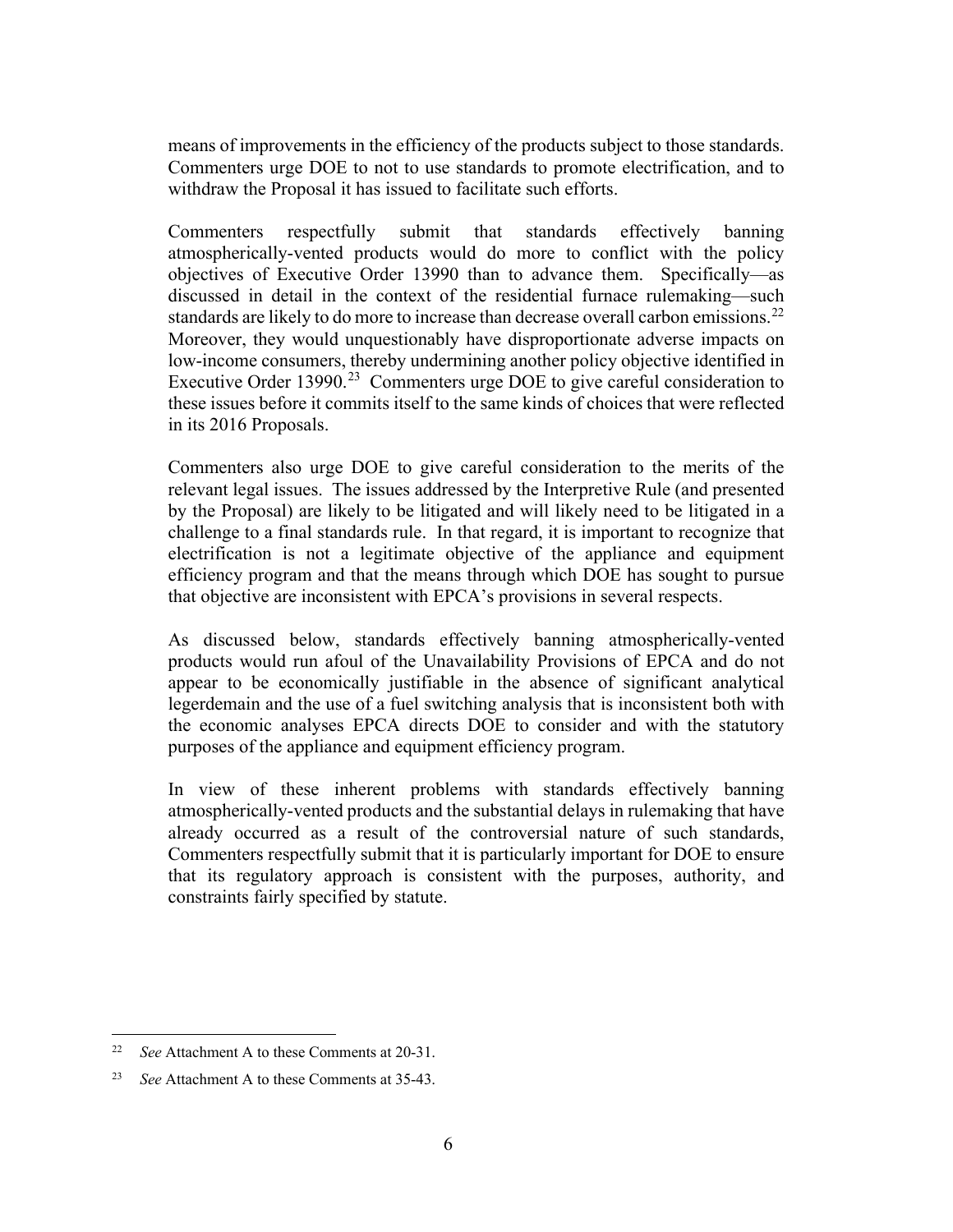means of improvements in the efficiency of the products subject to those standards. Commenters urge DOE to not to use standards to promote electrification, and to withdraw the Proposal it has issued to facilitate such efforts.

Commenters respectfully submit that standards effectively banning atmospherically-vented products would do more to conflict with the policy objectives of Executive Order 13990 than to advance them. Specifically—as discussed in detail in the context of the residential furnace rulemaking—such standards are likely to do more to increase than decrease overall carbon emissions.[22] Moreover, they would unquestionably have disproportionate adverse impacts on low-income consumers, thereby undermining another policy objective identified in Executive Order 13990.[23] Commenters urge DOE to give careful consideration to these issues before it commits itself to the same kinds of choices that were reflected in its 2016 Proposals.

Commenters also urge DOE to give careful consideration to the merits of the relevant legal issues. The issues addressed by the Interpretive Rule (and presented by the Proposal) are likely to be litigated and will likely need to be litigated in a challenge to a final standards rule. In that regard, it is important to recognize that electrification is not a legitimate objective of the appliance and equipment efficiency program and that the means through which DOE has sought to pursue that objective are inconsistent with EPCA's provisions in several respects.

As discussed below, standards effectively banning atmospherically-vented products would run afoul of the Unavailability Provisions of EPCA and do not appear to be economically justifiable in the absence of significant analytical legerdemain and the use of a fuel switching analysis that is inconsistent both with the economic analyses EPCA directs DOE to consider and with the statutory purposes of the appliance and equipment efficiency program.

In view of these inherent problems with standards effectively banning atmospherically-vented products and the substantial delays in rulemaking that have already occurred as a result of the controversial nature of such standards, Commenters respectfully submit that it is particularly important for DOE to ensure that its regulatory approach is consistent with the purposes, authority, and constraints fairly specified by statute.

---

[22] *See* Attachment A to these Comments at 20-31.

[23] *See* Attachment A to these Comments at 35-43.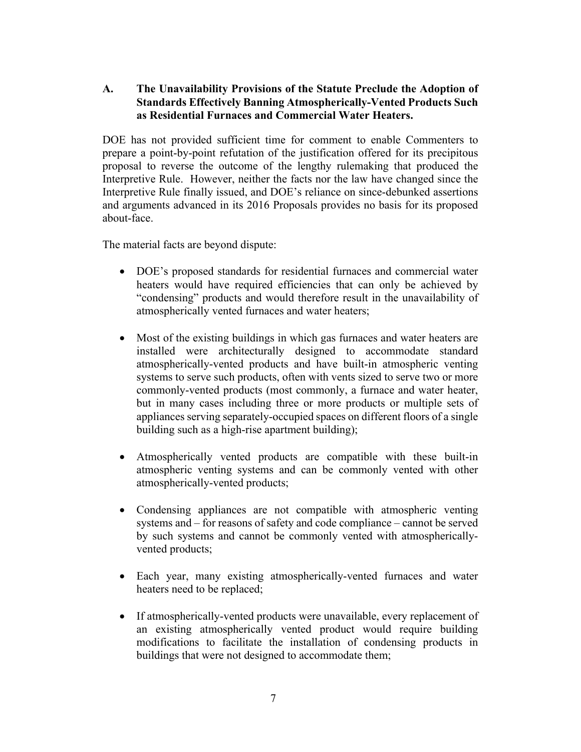### A. The Unavailability Provisions of the Statute Preclude the Adoption of Standards Effectively Banning Atmospherically-Vented Products Such as Residential Furnaces and Commercial Water Heaters.

DOE has not provided sufficient time for comment to enable Commenters to prepare a point-by-point refutation of the justification offered for its precipitous proposal to reverse the outcome of the lengthy rulemaking that produced the Interpretive Rule. However, neither the facts nor the law have changed since the Interpretive Rule finally issued, and DOE's reliance on since-debunked assertions and arguments advanced in its 2016 Proposals provides no basis for its proposed about-face.

The material facts are beyond dispute:

- DOE's proposed standards for residential furnaces and commercial water heaters would have required efficiencies that can only be achieved by "condensing" products and would therefore result in the unavailability of atmospherically vented furnaces and water heaters;
- Most of the existing buildings in which gas furnaces and water heaters are installed were architecturally designed to accommodate standard atmospherically-vented products and have built-in atmospheric venting systems to serve such products, often with vents sized to serve two or more commonly-vented products (most commonly, a furnace and water heater, but in many cases including three or more products or multiple sets of appliances serving separately-occupied spaces on different floors of a single building such as a high-rise apartment building);
- Atmospherically vented products are compatible with these built-in atmospheric venting systems and can be commonly vented with other atmospherically-vented products;
- Condensing appliances are not compatible with atmospheric venting systems and – for reasons of safety and code compliance – cannot be served by such systems and cannot be commonly vented with atmospherically-vented products;
- Each year, many existing atmospherically-vented furnaces and water heaters need to be replaced;
- If atmospherically-vented products were unavailable, every replacement of an existing atmospherically vented product would require building modifications to facilitate the installation of condensing products in buildings that were not designed to accommodate them;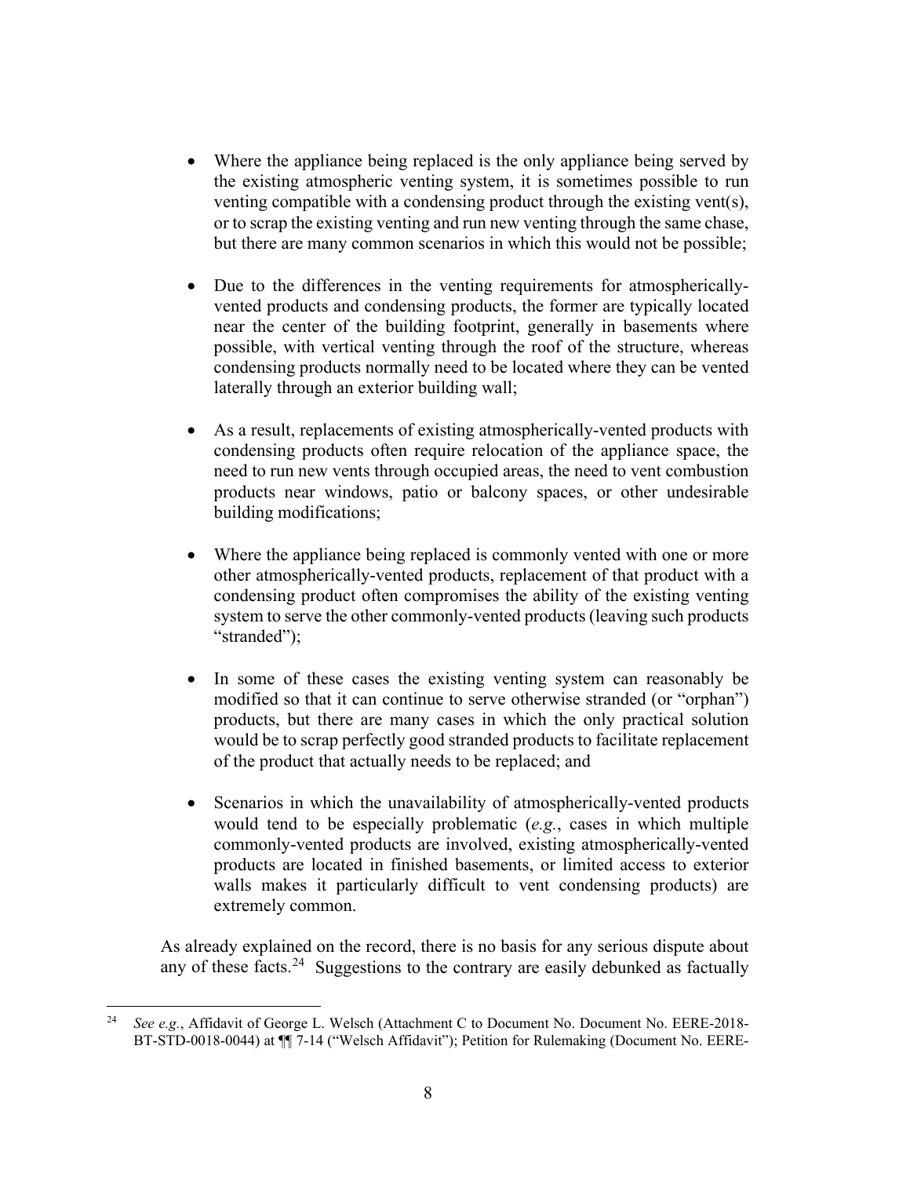- Where the appliance being replaced is the only appliance being served by the existing atmospheric venting system, it is sometimes possible to run venting compatible with a condensing product through the existing vent(s), or to scrap the existing venting and run new venting through the same chase, but there are many common scenarios in which this would not be possible;

- Due to the differences in the venting requirements for atmospherically-vented products and condensing products, the former are typically located near the center of the building footprint, generally in basements where possible, with vertical venting through the roof of the structure, whereas condensing products normally need to be located where they can be vented laterally through an exterior building wall;

- As a result, replacements of existing atmospherically-vented products with condensing products often require relocation of the appliance space, the need to run new vents through occupied areas, the need to vent combustion products near windows, patio or balcony spaces, or other undesirable building modifications;

- Where the appliance being replaced is commonly vented with one or more other atmospherically-vented products, replacement of that product with a condensing product often compromises the ability of the existing venting system to serve the other commonly-vented products (leaving such products "stranded");

- In some of these cases the existing venting system can reasonably be modified so that it can continue to serve otherwise stranded (or "orphan") products, but there are many cases in which the only practical solution would be to scrap perfectly good stranded products to facilitate replacement of the product that actually needs to be replaced; and

- Scenarios in which the unavailability of atmospherically-vented products would tend to be especially problematic (*e.g.*, cases in which multiple commonly-vented products are involved, existing atmospherically-vented products are located in finished basements, or limited access to exterior walls makes it particularly difficult to vent condensing products) are extremely common.

As already explained on the record, there is no basis for any serious dispute about any of these facts.[24] Suggestions to the contrary are easily debunked as factually

---

[24] *See e.g.*, Affidavit of George L. Welsch (Attachment C to Document No. Document No. EERE-2018-BT-STD-0018-0044) at ¶¶ 7-14 ("Welsch Affidavit"); Petition for Rulemaking (Document No. EERE-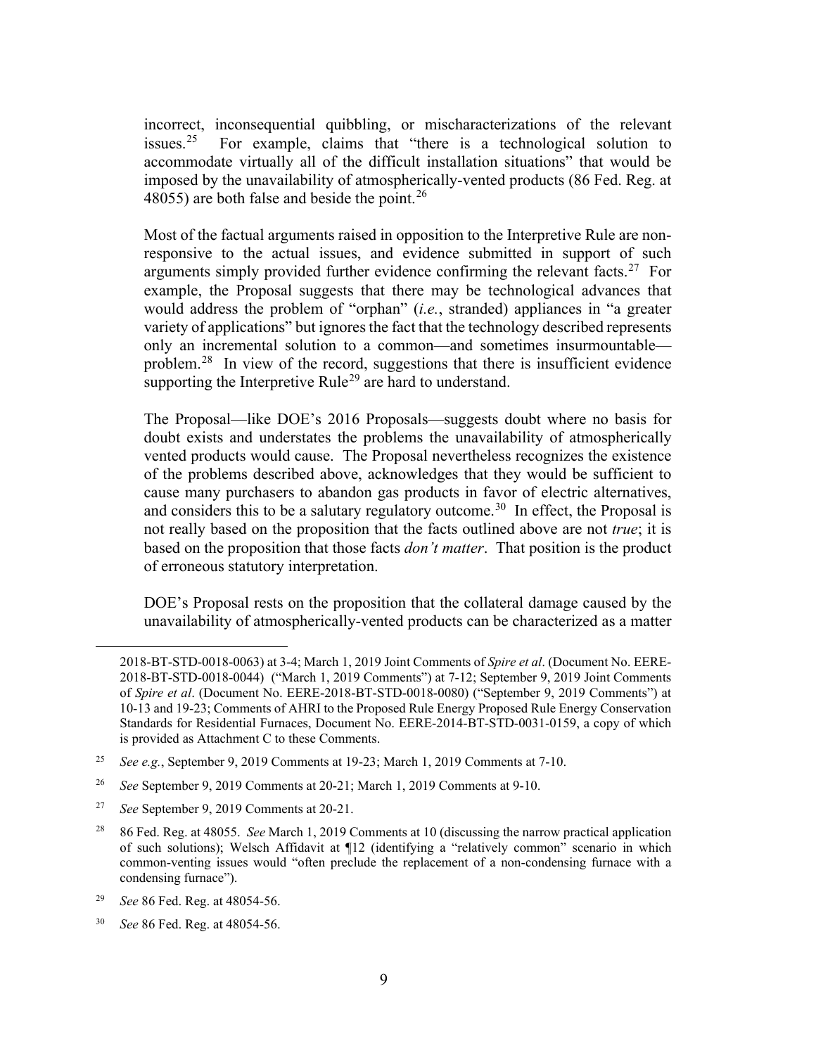incorrect, inconsequential quibbling, or mischaracterizations of the relevant issues.[25] For example, claims that "there is a technological solution to accommodate virtually all of the difficult installation situations" that would be imposed by the unavailability of atmospherically-vented products (86 Fed. Reg. at 48055) are both false and beside the point.[26]

Most of the factual arguments raised in opposition to the Interpretive Rule are non-responsive to the actual issues, and evidence submitted in support of such arguments simply provided further evidence confirming the relevant facts.[27] For example, the Proposal suggests that there may be technological advances that would address the problem of "orphan" (*i.e.*, stranded) appliances in "a greater variety of applications" but ignores the fact that the technology described represents only an incremental solution to a common—and sometimes insurmountable—problem.[28] In view of the record, suggestions that there is insufficient evidence supporting the Interpretive Rule[29] are hard to understand.

The Proposal—like DOE's 2016 Proposals—suggests doubt where no basis for doubt exists and understates the problems the unavailability of atmospherically vented products would cause. The Proposal nevertheless recognizes the existence of the problems described above, acknowledges that they would be sufficient to cause many purchasers to abandon gas products in favor of electric alternatives, and considers this to be a salutary regulatory outcome.[30] In effect, the Proposal is not really based on the proposition that the facts outlined above are not *true*; it is based on the proposition that those facts *don't matter*. That position is the product of erroneous statutory interpretation.

DOE's Proposal rests on the proposition that the collateral damage caused by the unavailability of atmospherically-vented products can be characterized as a matter

---

2018-BT-STD-0018-0063) at 3-4; March 1, 2019 Joint Comments of *Spire et al*. (Document No. EERE-2018-BT-STD-0018-0044) ("March 1, 2019 Comments") at 7-12; September 9, 2019 Joint Comments of *Spire et al*. (Document No. EERE-2018-BT-STD-0018-0080) ("September 9, 2019 Comments") at 10-13 and 19-23; Comments of AHRI to the Proposed Rule Energy Proposed Rule Energy Conservation Standards for Residential Furnaces, Document No. EERE-2014-BT-STD-0031-0159, a copy of which is provided as Attachment C to these Comments.

[25] *See e.g.*, September 9, 2019 Comments at 19-23; March 1, 2019 Comments at 7-10.

[26] *See* September 9, 2019 Comments at 20-21; March 1, 2019 Comments at 9-10.

[27] *See* September 9, 2019 Comments at 20-21.

[28] 86 Fed. Reg. at 48055. *See* March 1, 2019 Comments at 10 (discussing the narrow practical application of such solutions); Welsch Affidavit at ¶12 (identifying a "relatively common" scenario in which common-venting issues would "often preclude the replacement of a non-condensing furnace with a condensing furnace").

[29] *See* 86 Fed. Reg. at 48054-56.

[30] *See* 86 Fed. Reg. at 48054-56.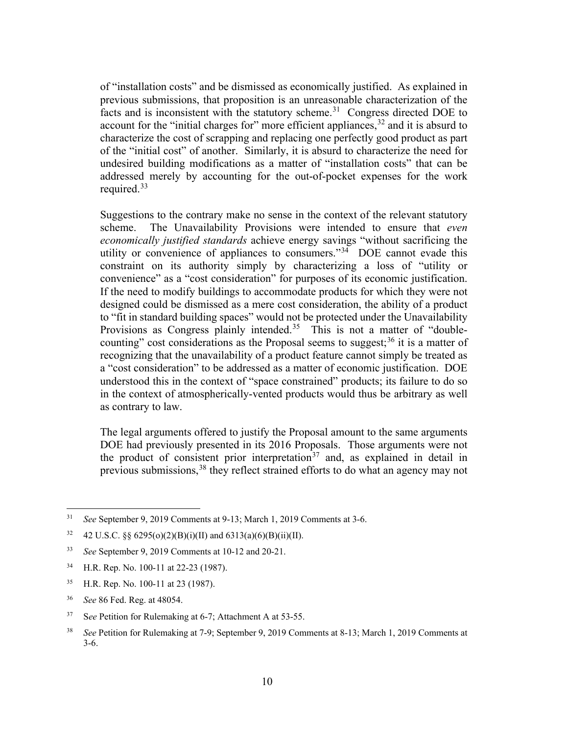of "installation costs" and be dismissed as economically justified. As explained in previous submissions, that proposition is an unreasonable characterization of the facts and is inconsistent with the statutory scheme.[31] Congress directed DOE to account for the "initial charges for" more efficient appliances,[32] and it is absurd to characterize the cost of scrapping and replacing one perfectly good product as part of the "initial cost" of another. Similarly, it is absurd to characterize the need for undesired building modifications as a matter of "installation costs" that can be addressed merely by accounting for the out-of-pocket expenses for the work required.[33]

Suggestions to the contrary make no sense in the context of the relevant statutory scheme. The Unavailability Provisions were intended to ensure that *even economically justified standards* achieve energy savings "without sacrificing the utility or convenience of appliances to consumers."[34] DOE cannot evade this constraint on its authority simply by characterizing a loss of "utility or convenience" as a "cost consideration" for purposes of its economic justification. If the need to modify buildings to accommodate products for which they were not designed could be dismissed as a mere cost consideration, the ability of a product to "fit in standard building spaces" would not be protected under the Unavailability Provisions as Congress plainly intended.[35] This is not a matter of "double-counting" cost considerations as the Proposal seems to suggest;[36] it is a matter of recognizing that the unavailability of a product feature cannot simply be treated as a "cost consideration" to be addressed as a matter of economic justification. DOE understood this in the context of "space constrained" products; its failure to do so in the context of atmospherically-vented products would thus be arbitrary as well as contrary to law.

The legal arguments offered to justify the Proposal amount to the same arguments DOE had previously presented in its 2016 Proposals. Those arguments were not the product of consistent prior interpretation[37] and, as explained in detail in previous submissions,[38] they reflect strained efforts to do what an agency may not

---

[31] *See* September 9, 2019 Comments at 9-13; March 1, 2019 Comments at 3-6.

[32] 42 U.S.C. §§ 6295(o)(2)(B)(i)(II) and 6313(a)(6)(B)(ii)(II).

[33] *See* September 9, 2019 Comments at 10-12 and 20-21.

[34] H.R. Rep. No. 100-11 at 22-23 (1987).

[35] H.R. Rep. No. 100-11 at 23 (1987).

[36] *See* 86 Fed. Reg. at 48054.

[37] S*ee* Petition for Rulemaking at 6-7; Attachment A at 53-55.

[38] *See* Petition for Rulemaking at 7-9; September 9, 2019 Comments at 8-13; March 1, 2019 Comments at 3-6.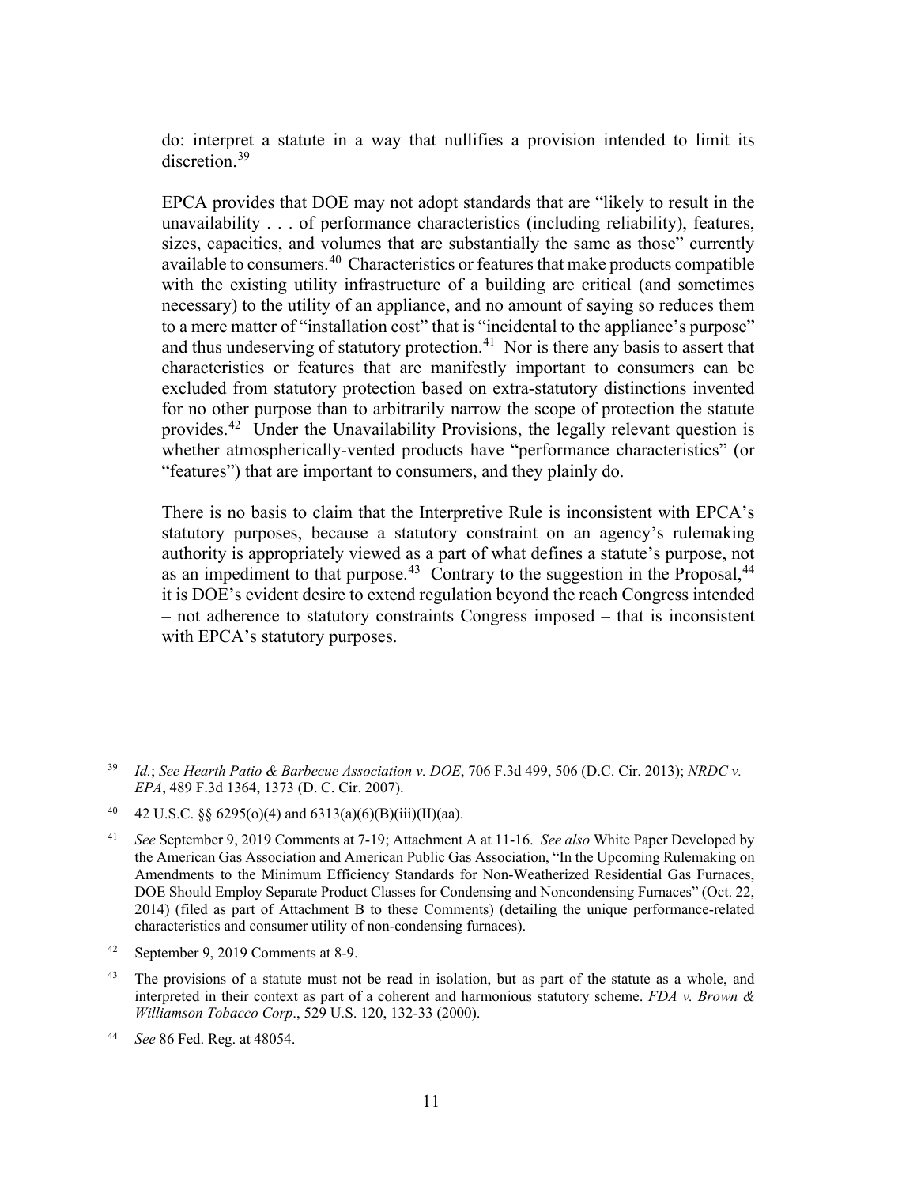do: interpret a statute in a way that nullifies a provision intended to limit its discretion.[39]

EPCA provides that DOE may not adopt standards that are "likely to result in the unavailability . . . of performance characteristics (including reliability), features, sizes, capacities, and volumes that are substantially the same as those" currently available to consumers.[40] Characteristics or features that make products compatible with the existing utility infrastructure of a building are critical (and sometimes necessary) to the utility of an appliance, and no amount of saying so reduces them to a mere matter of "installation cost" that is "incidental to the appliance's purpose" and thus undeserving of statutory protection.[41] Nor is there any basis to assert that characteristics or features that are manifestly important to consumers can be excluded from statutory protection based on extra-statutory distinctions invented for no other purpose than to arbitrarily narrow the scope of protection the statute provides.[42] Under the Unavailability Provisions, the legally relevant question is whether atmospherically-vented products have "performance characteristics" (or "features") that are important to consumers, and they plainly do.

There is no basis to claim that the Interpretive Rule is inconsistent with EPCA's statutory purposes, because a statutory constraint on an agency's rulemaking authority is appropriately viewed as a part of what defines a statute's purpose, not as an impediment to that purpose.[43] Contrary to the suggestion in the Proposal,[44] it is DOE's evident desire to extend regulation beyond the reach Congress intended – not adherence to statutory constraints Congress imposed – that is inconsistent with EPCA's statutory purposes.

---

[39] *Id.*; *See Hearth Patio & Barbecue Association v. DOE*, 706 F.3d 499, 506 (D.C. Cir. 2013); *NRDC v. EPA*, 489 F.3d 1364, 1373 (D. C. Cir. 2007).

[40] 42 U.S.C. §§ 6295(o)(4) and 6313(a)(6)(B)(iii)(II)(aa).

[41] *See* September 9, 2019 Comments at 7-19; Attachment A at 11-16. *See also* White Paper Developed by the American Gas Association and American Public Gas Association, "In the Upcoming Rulemaking on Amendments to the Minimum Efficiency Standards for Non-Weatherized Residential Gas Furnaces, DOE Should Employ Separate Product Classes for Condensing and Noncondensing Furnaces" (Oct. 22, 2014) (filed as part of Attachment B to these Comments) (detailing the unique performance-related characteristics and consumer utility of non-condensing furnaces).

[42] September 9, 2019 Comments at 8-9.

[43] The provisions of a statute must not be read in isolation, but as part of the statute as a whole, and interpreted in their context as part of a coherent and harmonious statutory scheme. *FDA v. Brown & Williamson Tobacco Corp*., 529 U.S. 120, 132-33 (2000).

[44] *See* 86 Fed. Reg. at 48054.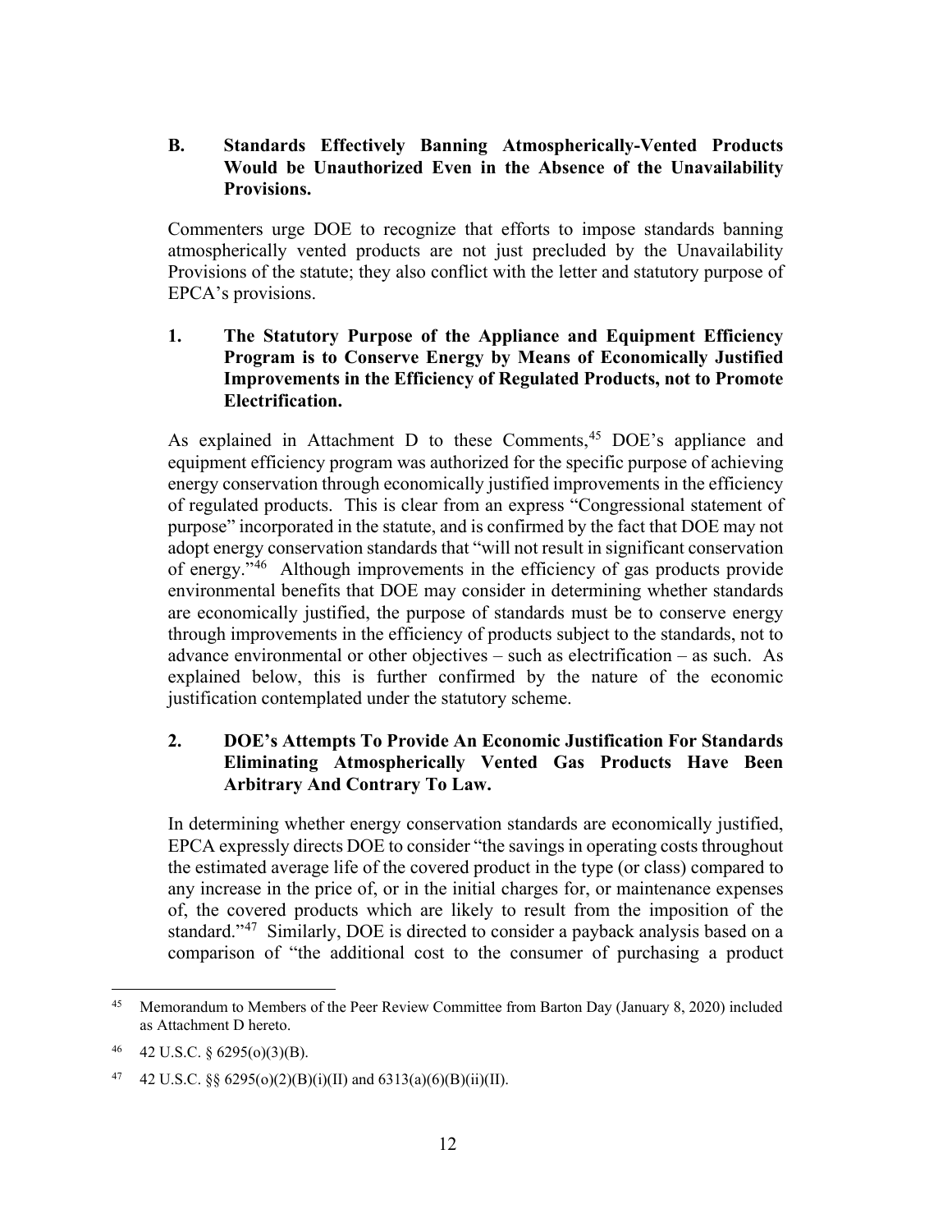### B. Standards Effectively Banning Atmospherically-Vented Products Would be Unauthorized Even in the Absence of the Unavailability Provisions.

Commenters urge DOE to recognize that efforts to impose standards banning atmospherically vented products are not just precluded by the Unavailability Provisions of the statute; they also conflict with the letter and statutory purpose of EPCA's provisions.

#### 1. The Statutory Purpose of the Appliance and Equipment Efficiency Program is to Conserve Energy by Means of Economically Justified Improvements in the Efficiency of Regulated Products, not to Promote Electrification.

As explained in Attachment D to these Comments,[45] DOE's appliance and equipment efficiency program was authorized for the specific purpose of achieving energy conservation through economically justified improvements in the efficiency of regulated products. This is clear from an express "Congressional statement of purpose" incorporated in the statute, and is confirmed by the fact that DOE may not adopt energy conservation standards that "will not result in significant conservation of energy."[46] Although improvements in the efficiency of gas products provide environmental benefits that DOE may consider in determining whether standards are economically justified, the purpose of standards must be to conserve energy through improvements in the efficiency of products subject to the standards, not to advance environmental or other objectives – such as electrification – as such. As explained below, this is further confirmed by the nature of the economic justification contemplated under the statutory scheme.

#### 2. DOE's Attempts To Provide An Economic Justification For Standards Eliminating Atmospherically Vented Gas Products Have Been Arbitrary And Contrary To Law.

In determining whether energy conservation standards are economically justified, EPCA expressly directs DOE to consider "the savings in operating costs throughout the estimated average life of the covered product in the type (or class) compared to any increase in the price of, or in the initial charges for, or maintenance expenses of, the covered products which are likely to result from the imposition of the standard."[47] Similarly, DOE is directed to consider a payback analysis based on a comparison of "the additional cost to the consumer of purchasing a product

---

[45] Memorandum to Members of the Peer Review Committee from Barton Day (January 8, 2020) included as Attachment D hereto.

[46] 42 U.S.C. § 6295(o)(3)(B).

[47] 42 U.S.C. §§ 6295(o)(2)(B)(i)(II) and 6313(a)(6)(B)(ii)(II).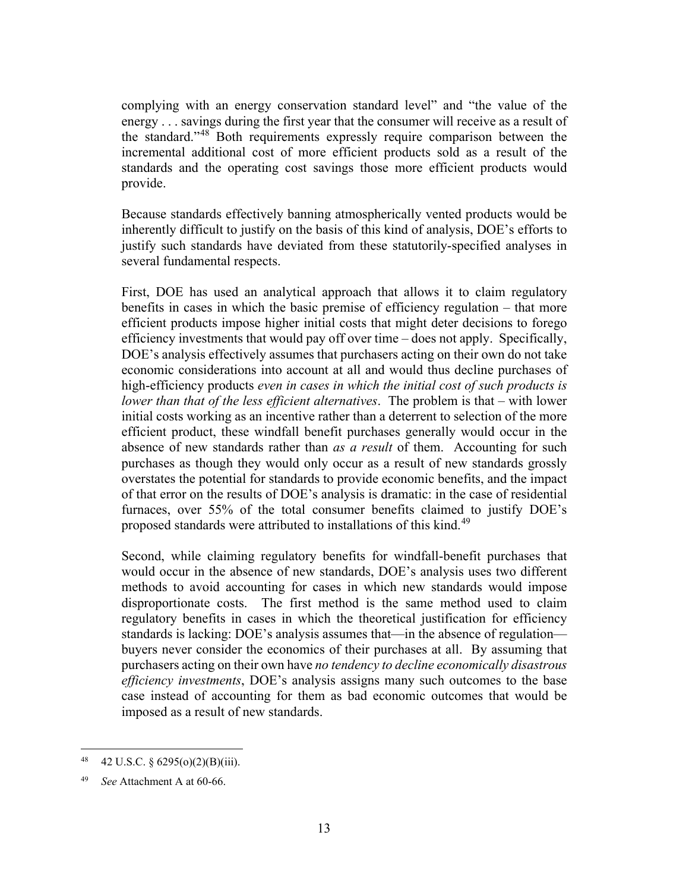complying with an energy conservation standard level" and "the value of the energy . . . savings during the first year that the consumer will receive as a result of the standard."[48] Both requirements expressly require comparison between the incremental additional cost of more efficient products sold as a result of the standards and the operating cost savings those more efficient products would provide.

Because standards effectively banning atmospherically vented products would be inherently difficult to justify on the basis of this kind of analysis, DOE's efforts to justify such standards have deviated from these statutorily-specified analyses in several fundamental respects.

First, DOE has used an analytical approach that allows it to claim regulatory benefits in cases in which the basic premise of efficiency regulation – that more efficient products impose higher initial costs that might deter decisions to forego efficiency investments that would pay off over time – does not apply. Specifically, DOE's analysis effectively assumes that purchasers acting on their own do not take economic considerations into account at all and would thus decline purchases of high-efficiency products *even in cases in which the initial cost of such products is lower than that of the less efficient alternatives*. The problem is that – with lower initial costs working as an incentive rather than a deterrent to selection of the more efficient product, these windfall benefit purchases generally would occur in the absence of new standards rather than *as a result* of them. Accounting for such purchases as though they would only occur as a result of new standards grossly overstates the potential for standards to provide economic benefits, and the impact of that error on the results of DOE's analysis is dramatic: in the case of residential furnaces, over 55% of the total consumer benefits claimed to justify DOE's proposed standards were attributed to installations of this kind.[49]

Second, while claiming regulatory benefits for windfall-benefit purchases that would occur in the absence of new standards, DOE's analysis uses two different methods to avoid accounting for cases in which new standards would impose disproportionate costs. The first method is the same method used to claim regulatory benefits in cases in which the theoretical justification for efficiency standards is lacking: DOE's analysis assumes that—in the absence of regulation—buyers never consider the economics of their purchases at all. By assuming that purchasers acting on their own have *no tendency to decline economically disastrous efficiency investments*, DOE's analysis assigns many such outcomes to the base case instead of accounting for them as bad economic outcomes that would be imposed as a result of new standards.

---

[48] 42 U.S.C. § 6295(o)(2)(B)(iii).

[49] *See* Attachment A at 60-66.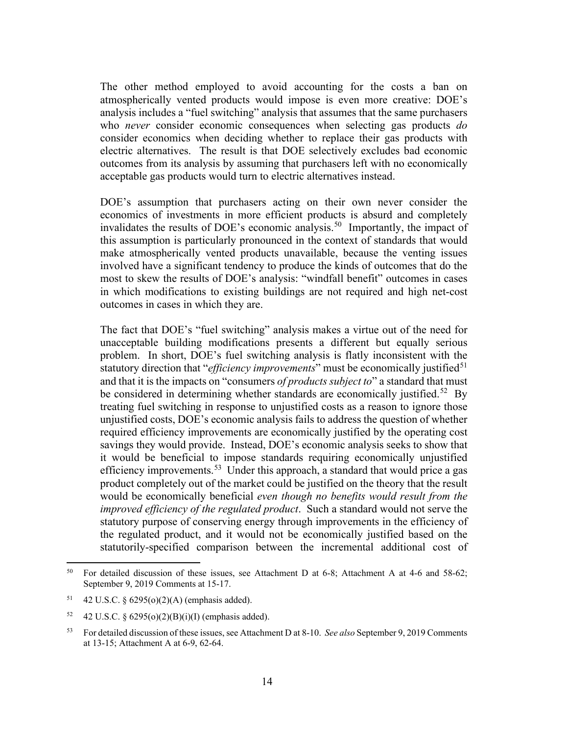The other method employed to avoid accounting for the costs a ban on atmospherically vented products would impose is even more creative: DOE's analysis includes a "fuel switching" analysis that assumes that the same purchasers who *never* consider economic consequences when selecting gas products *do* consider economics when deciding whether to replace their gas products with electric alternatives. The result is that DOE selectively excludes bad economic outcomes from its analysis by assuming that purchasers left with no economically acceptable gas products would turn to electric alternatives instead.

DOE's assumption that purchasers acting on their own never consider the economics of investments in more efficient products is absurd and completely invalidates the results of DOE's economic analysis.[50] Importantly, the impact of this assumption is particularly pronounced in the context of standards that would make atmospherically vented products unavailable, because the venting issues involved have a significant tendency to produce the kinds of outcomes that do the most to skew the results of DOE's analysis: "windfall benefit" outcomes in cases in which modifications to existing buildings are not required and high net-cost outcomes in cases in which they are.

The fact that DOE's "fuel switching" analysis makes a virtue out of the need for unacceptable building modifications presents a different but equally serious problem. In short, DOE's fuel switching analysis is flatly inconsistent with the statutory direction that "*efficiency improvements*" must be economically justified[51] and that it is the impacts on "consumers *of products subject to*" a standard that must be considered in determining whether standards are economically justified.[52] By treating fuel switching in response to unjustified costs as a reason to ignore those unjustified costs, DOE's economic analysis fails to address the question of whether required efficiency improvements are economically justified by the operating cost savings they would provide. Instead, DOE's economic analysis seeks to show that it would be beneficial to impose standards requiring economically unjustified efficiency improvements.[53] Under this approach, a standard that would price a gas product completely out of the market could be justified on the theory that the result would be economically beneficial *even though no benefits would result from the improved efficiency of the regulated product*. Such a standard would not serve the statutory purpose of conserving energy through improvements in the efficiency of the regulated product, and it would not be economically justified based on the statutorily-specified comparison between the incremental additional cost of

---

[50] For detailed discussion of these issues, see Attachment D at 6-8; Attachment A at 4-6 and 58-62; September 9, 2019 Comments at 15-17.

[51] 42 U.S.C. § 6295(o)(2)(A) (emphasis added).

[52] 42 U.S.C. § 6295(o)(2)(B)(i)(I) (emphasis added).

[53] For detailed discussion of these issues, see Attachment D at 8-10. *See also* September 9, 2019 Comments at 13-15; Attachment A at 6-9, 62-64.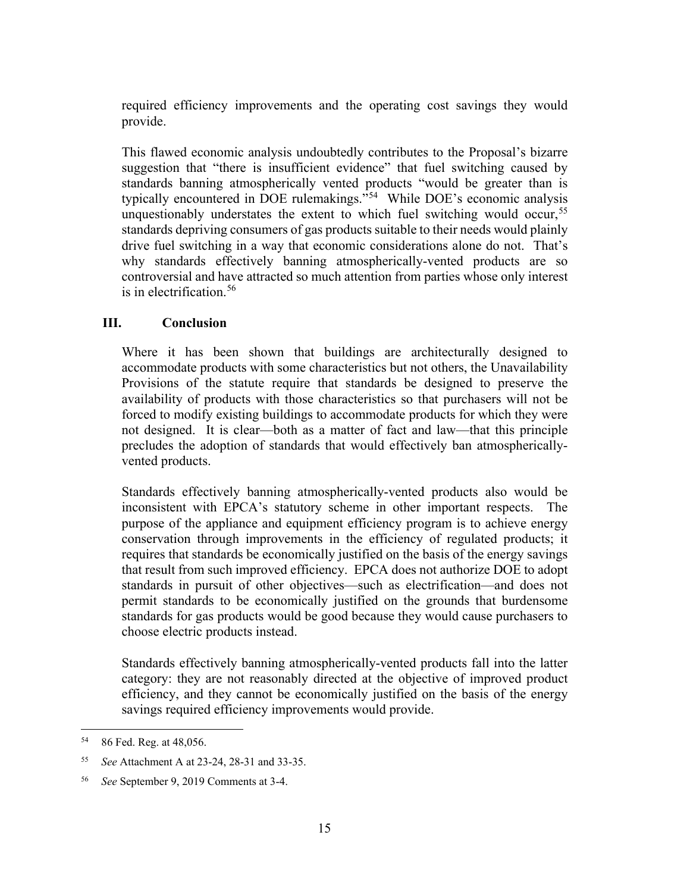required efficiency improvements and the operating cost savings they would provide.

This flawed economic analysis undoubtedly contributes to the Proposal's bizarre suggestion that "there is insufficient evidence" that fuel switching caused by standards banning atmospherically vented products "would be greater than is typically encountered in DOE rulemakings."[54] While DOE's economic analysis unquestionably understates the extent to which fuel switching would occur,[55] standards depriving consumers of gas products suitable to their needs would plainly drive fuel switching in a way that economic considerations alone do not. That's why standards effectively banning atmospherically-vented products are so controversial and have attracted so much attention from parties whose only interest is in electrification.[56]

## III. Conclusion

Where it has been shown that buildings are architecturally designed to accommodate products with some characteristics but not others, the Unavailability Provisions of the statute require that standards be designed to preserve the availability of products with those characteristics so that purchasers will not be forced to modify existing buildings to accommodate products for which they were not designed. It is clear—both as a matter of fact and law—that this principle precludes the adoption of standards that would effectively ban atmospherically-vented products.

Standards effectively banning atmospherically-vented products also would be inconsistent with EPCA's statutory scheme in other important respects. The purpose of the appliance and equipment efficiency program is to achieve energy conservation through improvements in the efficiency of regulated products; it requires that standards be economically justified on the basis of the energy savings that result from such improved efficiency. EPCA does not authorize DOE to adopt standards in pursuit of other objectives—such as electrification—and does not permit standards to be economically justified on the grounds that burdensome standards for gas products would be good because they would cause purchasers to choose electric products instead.

Standards effectively banning atmospherically-vented products fall into the latter category: they are not reasonably directed at the objective of improved product efficiency, and they cannot be economically justified on the basis of the energy savings required efficiency improvements would provide.

---

[54] 86 Fed. Reg. at 48,056.

[55] *See* Attachment A at 23-24, 28-31 and 33-35.

[56] *See* September 9, 2019 Comments at 3-4.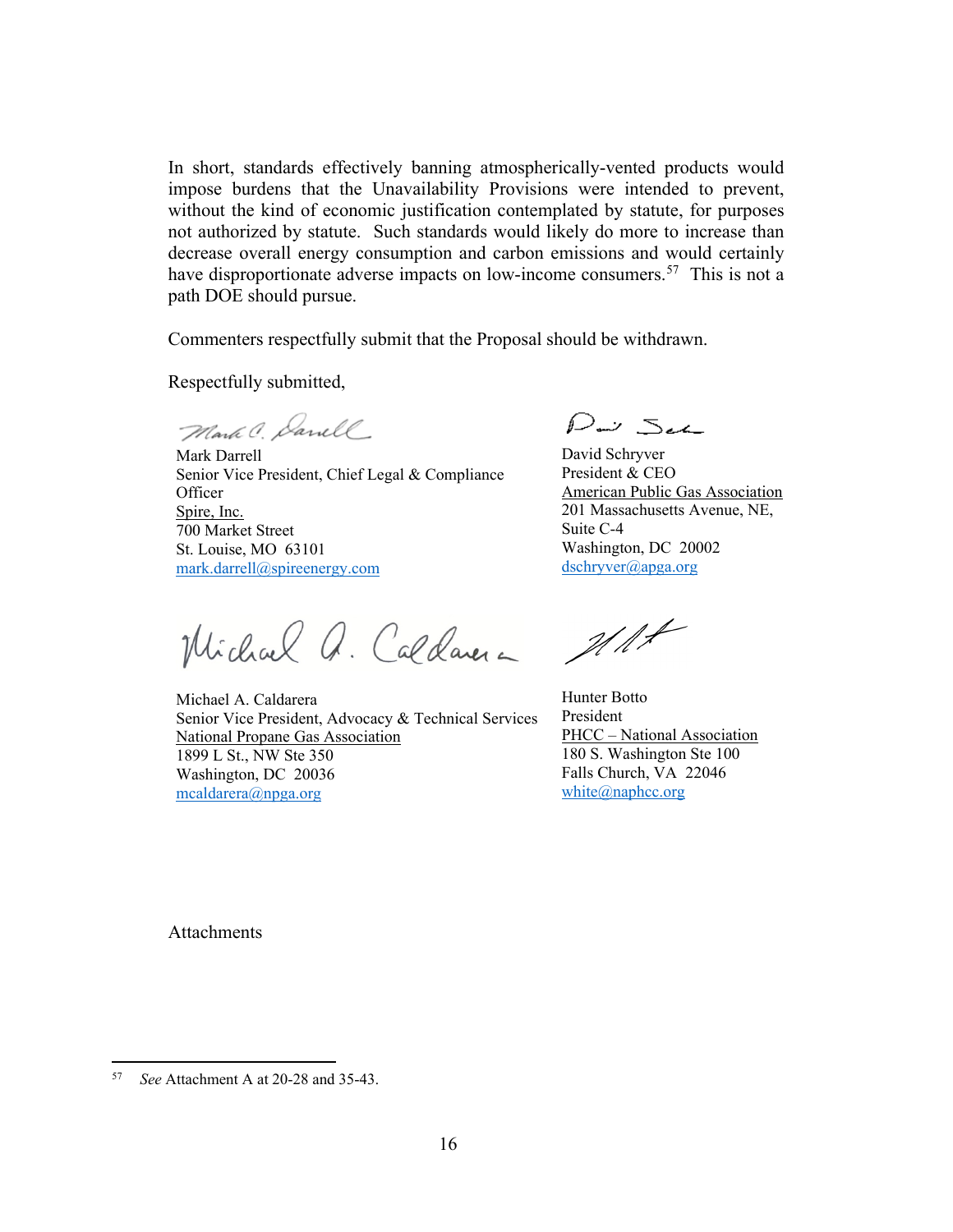In short, standards effectively banning atmospherically-vented products would impose burdens that the Unavailability Provisions were intended to prevent, without the kind of economic justification contemplated by statute, for purposes not authorized by statute. Such standards would likely do more to increase than decrease overall energy consumption and carbon emissions and would certainly have disproportionate adverse impacts on low-income consumers.[57] This is not a path DOE should pursue.

Commenters respectfully submit that the Proposal should be withdrawn.

Respectfully submitted,

Mark Darrell
Senior Vice President, Chief Legal & Compliance Officer
Spire, Inc.
700 Market Street
St. Louise, MO 63101
mark.darrell@spireenergy.com

David Schryver
President & CEO
American Public Gas Association
201 Massachusetts Avenue, NE,
Suite C-4
Washington, DC 20002
dschryver@apga.org

Michael A. Caldarera
Senior Vice President, Advocacy & Technical Services
National Propane Gas Association
1899 L St., NW Ste 350
Washington, DC 20036
mcaldarera@npga.org

Hunter Botto
President
PHCC – National Association
180 S. Washington Ste 100
Falls Church, VA 22046
white@naphcc.org

Attachments

[57] *See* Attachment A at 20-28 and 35-43.